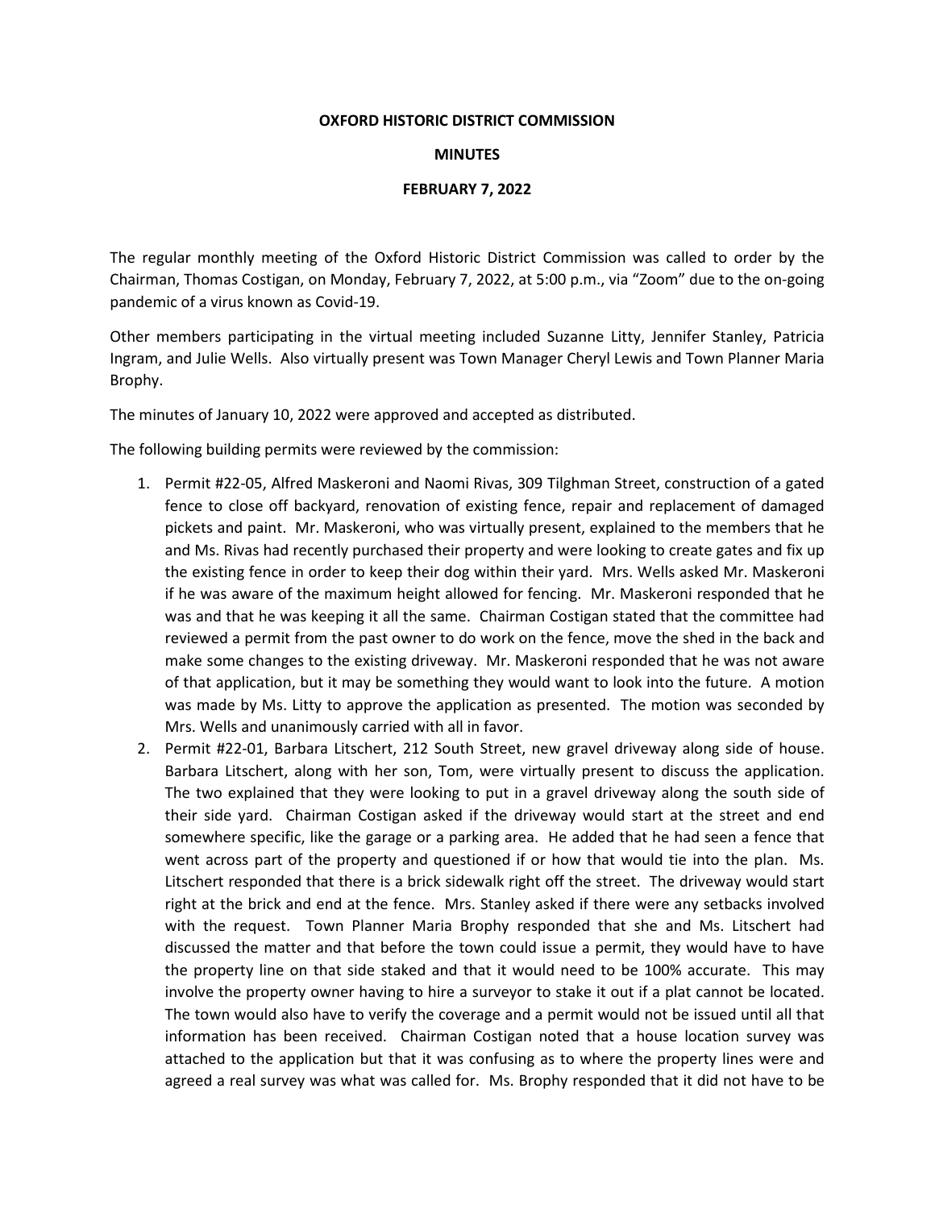**OXFORD HISTORIC DISTRICT COMMISSION**

**MINUTES**

**FEBRUARY 7, 2022**

The regular monthly meeting of the Oxford Historic District Commission was called to order by the Chairman, Thomas Costigan, on Monday, February 7, 2022, at 5:00 p.m., via "Zoom" due to the on-going pandemic of a virus known as Covid-19.

Other members participating in the virtual meeting included Suzanne Litty, Jennifer Stanley, Patricia Ingram, and Julie Wells. Also virtually present was Town Manager Cheryl Lewis and Town Planner Maria Brophy.

The minutes of January 10, 2022 were approved and accepted as distributed.

The following building permits were reviewed by the commission:

1. Permit #22-05, Alfred Maskeroni and Naomi Rivas, 309 Tilghman Street, construction of a gated fence to close off backyard, renovation of existing fence, repair and replacement of damaged pickets and paint. Mr. Maskeroni, who was virtually present, explained to the members that he and Ms. Rivas had recently purchased their property and were looking to create gates and fix up the existing fence in order to keep their dog within their yard. Mrs. Wells asked Mr. Maskeroni if he was aware of the maximum height allowed for fencing. Mr. Maskeroni responded that he was and that he was keeping it all the same. Chairman Costigan stated that the committee had reviewed a permit from the past owner to do work on the fence, move the shed in the back and make some changes to the existing driveway. Mr. Maskeroni responded that he was not aware of that application, but it may be something they would want to look into the future. A motion was made by Ms. Litty to approve the application as presented. The motion was seconded by Mrs. Wells and unanimously carried with all in favor.
2. Permit #22-01, Barbara Litschert, 212 South Street, new gravel driveway along side of house. Barbara Litschert, along with her son, Tom, were virtually present to discuss the application. The two explained that they were looking to put in a gravel driveway along the south side of their side yard. Chairman Costigan asked if the driveway would start at the street and end somewhere specific, like the garage or a parking area. He added that he had seen a fence that went across part of the property and questioned if or how that would tie into the plan. Ms. Litschert responded that there is a brick sidewalk right off the street. The driveway would start right at the brick and end at the fence. Mrs. Stanley asked if there were any setbacks involved with the request. Town Planner Maria Brophy responded that she and Ms. Litschert had discussed the matter and that before the town could issue a permit, they would have to have the property line on that side staked and that it would need to be 100% accurate. This may involve the property owner having to hire a surveyor to stake it out if a plat cannot be located. The town would also have to verify the coverage and a permit would not be issued until all that information has been received. Chairman Costigan noted that a house location survey was attached to the application but that it was confusing as to where the property lines were and agreed a real survey was what was called for. Ms. Brophy responded that it did not have to be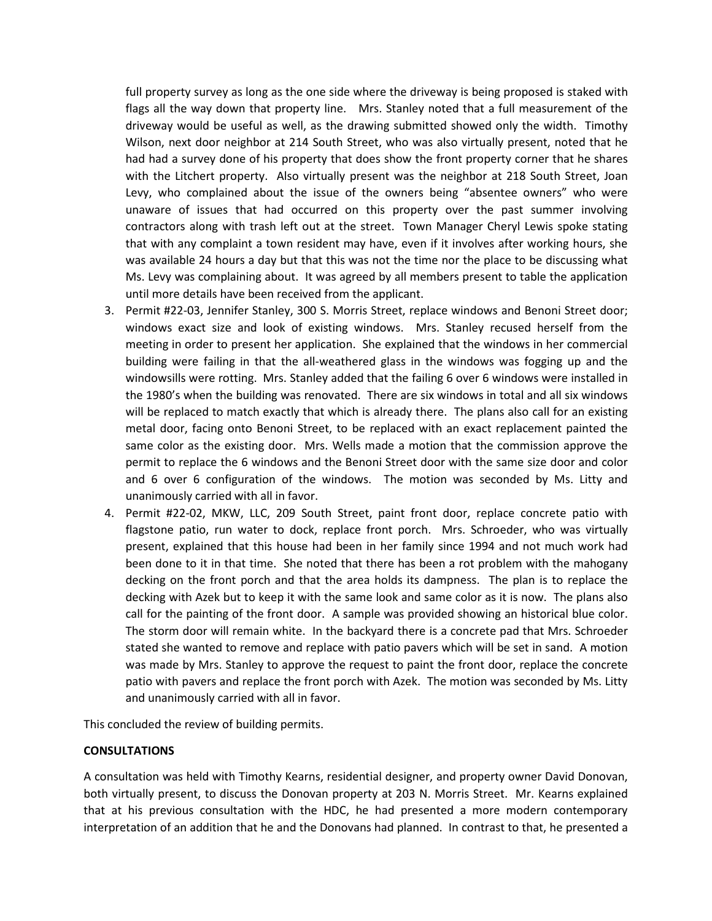full property survey as long as the one side where the driveway is being proposed is staked with flags all the way down that property line. Mrs. Stanley noted that a full measurement of the driveway would be useful as well, as the drawing submitted showed only the width. Timothy Wilson, next door neighbor at 214 South Street, who was also virtually present, noted that he had had a survey done of his property that does show the front property corner that he shares with the Litchert property. Also virtually present was the neighbor at 218 South Street, Joan Levy, who complained about the issue of the owners being "absentee owners" who were unaware of issues that had occurred on this property over the past summer involving contractors along with trash left out at the street. Town Manager Cheryl Lewis spoke stating that with any complaint a town resident may have, even if it involves after working hours, she was available 24 hours a day but that this was not the time nor the place to be discussing what Ms. Levy was complaining about. It was agreed by all members present to table the application until more details have been received from the applicant.

3. Permit #22-03, Jennifer Stanley, 300 S. Morris Street, replace windows and Benoni Street door; windows exact size and look of existing windows. Mrs. Stanley recused herself from the meeting in order to present her application. She explained that the windows in her commercial building were failing in that the all-weathered glass in the windows was fogging up and the windowsills were rotting. Mrs. Stanley added that the failing 6 over 6 windows were installed in the 1980's when the building was renovated. There are six windows in total and all six windows will be replaced to match exactly that which is already there. The plans also call for an existing metal door, facing onto Benoni Street, to be replaced with an exact replacement painted the same color as the existing door. Mrs. Wells made a motion that the commission approve the permit to replace the 6 windows and the Benoni Street door with the same size door and color and 6 over 6 configuration of the windows. The motion was seconded by Ms. Litty and unanimously carried with all in favor.
4. Permit #22-02, MKW, LLC, 209 South Street, paint front door, replace concrete patio with flagstone patio, run water to dock, replace front porch. Mrs. Schroeder, who was virtually present, explained that this house had been in her family since 1994 and not much work had been done to it in that time. She noted that there has been a rot problem with the mahogany decking on the front porch and that the area holds its dampness. The plan is to replace the decking with Azek but to keep it with the same look and same color as it is now. The plans also call for the painting of the front door. A sample was provided showing an historical blue color. The storm door will remain white. In the backyard there is a concrete pad that Mrs. Schroeder stated she wanted to remove and replace with patio pavers which will be set in sand. A motion was made by Mrs. Stanley to approve the request to paint the front door, replace the concrete patio with pavers and replace the front porch with Azek. The motion was seconded by Ms. Litty and unanimously carried with all in favor.

This concluded the review of building permits.

**CONSULTATIONS**

A consultation was held with Timothy Kearns, residential designer, and property owner David Donovan, both virtually present, to discuss the Donovan property at 203 N. Morris Street. Mr. Kearns explained that at his previous consultation with the HDC, he had presented a more modern contemporary interpretation of an addition that he and the Donovans had planned. In contrast to that, he presented a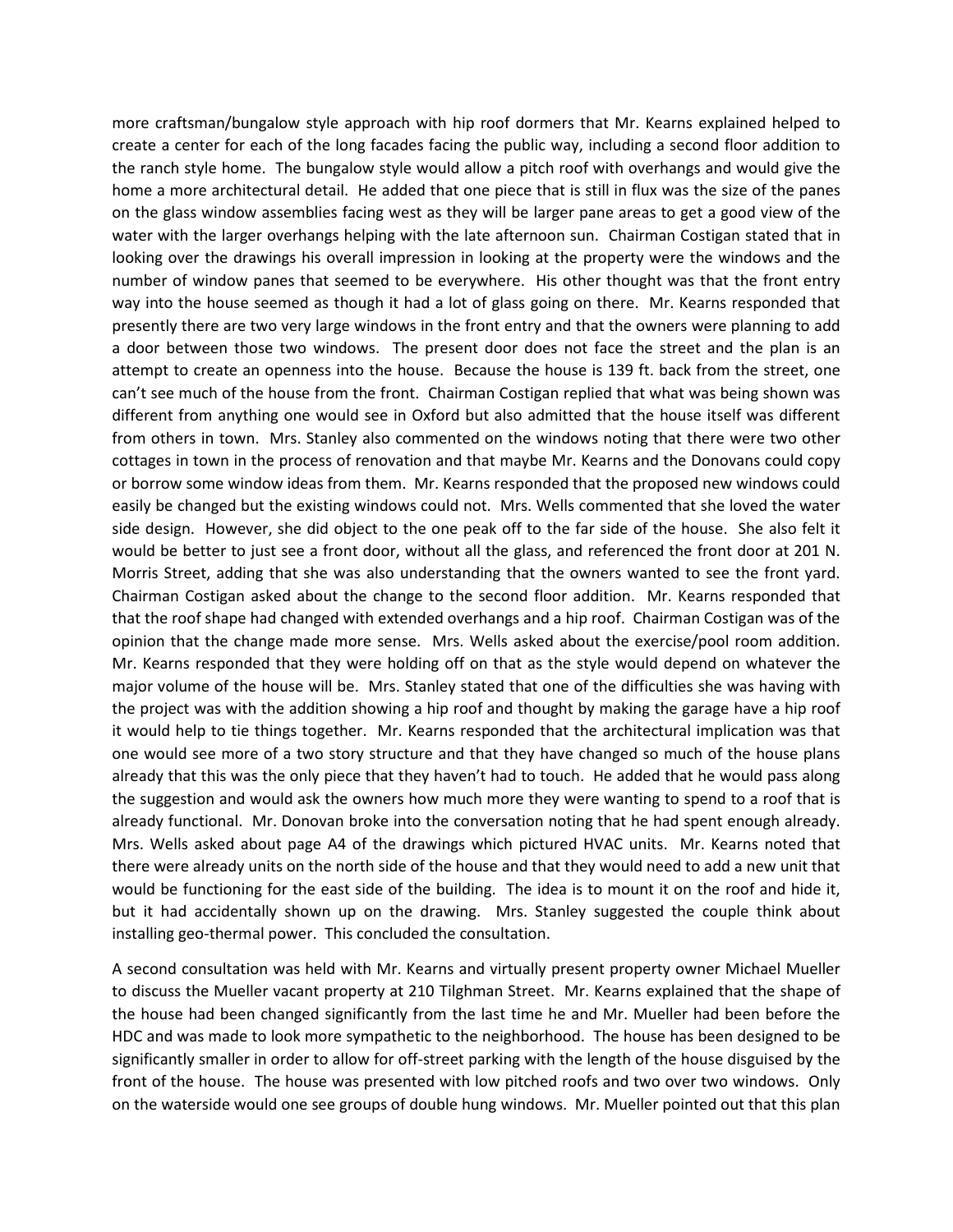more craftsman/bungalow style approach with hip roof dormers that Mr. Kearns explained helped to create a center for each of the long facades facing the public way, including a second floor addition to the ranch style home. The bungalow style would allow a pitch roof with overhangs and would give the home a more architectural detail. He added that one piece that is still in flux was the size of the panes on the glass window assemblies facing west as they will be larger pane areas to get a good view of the water with the larger overhangs helping with the late afternoon sun. Chairman Costigan stated that in looking over the drawings his overall impression in looking at the property were the windows and the number of window panes that seemed to be everywhere. His other thought was that the front entry way into the house seemed as though it had a lot of glass going on there. Mr. Kearns responded that presently there are two very large windows in the front entry and that the owners were planning to add a door between those two windows. The present door does not face the street and the plan is an attempt to create an openness into the house. Because the house is 139 ft. back from the street, one can't see much of the house from the front. Chairman Costigan replied that what was being shown was different from anything one would see in Oxford but also admitted that the house itself was different from others in town. Mrs. Stanley also commented on the windows noting that there were two other cottages in town in the process of renovation and that maybe Mr. Kearns and the Donovans could copy or borrow some window ideas from them. Mr. Kearns responded that the proposed new windows could easily be changed but the existing windows could not. Mrs. Wells commented that she loved the water side design. However, she did object to the one peak off to the far side of the house. She also felt it would be better to just see a front door, without all the glass, and referenced the front door at 201 N. Morris Street, adding that she was also understanding that the owners wanted to see the front yard. Chairman Costigan asked about the change to the second floor addition. Mr. Kearns responded that that the roof shape had changed with extended overhangs and a hip roof. Chairman Costigan was of the opinion that the change made more sense. Mrs. Wells asked about the exercise/pool room addition. Mr. Kearns responded that they were holding off on that as the style would depend on whatever the major volume of the house will be. Mrs. Stanley stated that one of the difficulties she was having with the project was with the addition showing a hip roof and thought by making the garage have a hip roof it would help to tie things together. Mr. Kearns responded that the architectural implication was that one would see more of a two story structure and that they have changed so much of the house plans already that this was the only piece that they haven't had to touch. He added that he would pass along the suggestion and would ask the owners how much more they were wanting to spend to a roof that is already functional. Mr. Donovan broke into the conversation noting that he had spent enough already. Mrs. Wells asked about page A4 of the drawings which pictured HVAC units. Mr. Kearns noted that there were already units on the north side of the house and that they would need to add a new unit that would be functioning for the east side of the building. The idea is to mount it on the roof and hide it, but it had accidentally shown up on the drawing. Mrs. Stanley suggested the couple think about installing geo-thermal power. This concluded the consultation.

A second consultation was held with Mr. Kearns and virtually present property owner Michael Mueller to discuss the Mueller vacant property at 210 Tilghman Street. Mr. Kearns explained that the shape of the house had been changed significantly from the last time he and Mr. Mueller had been before the HDC and was made to look more sympathetic to the neighborhood. The house has been designed to be significantly smaller in order to allow for off-street parking with the length of the house disguised by the front of the house. The house was presented with low pitched roofs and two over two windows. Only on the waterside would one see groups of double hung windows. Mr. Mueller pointed out that this plan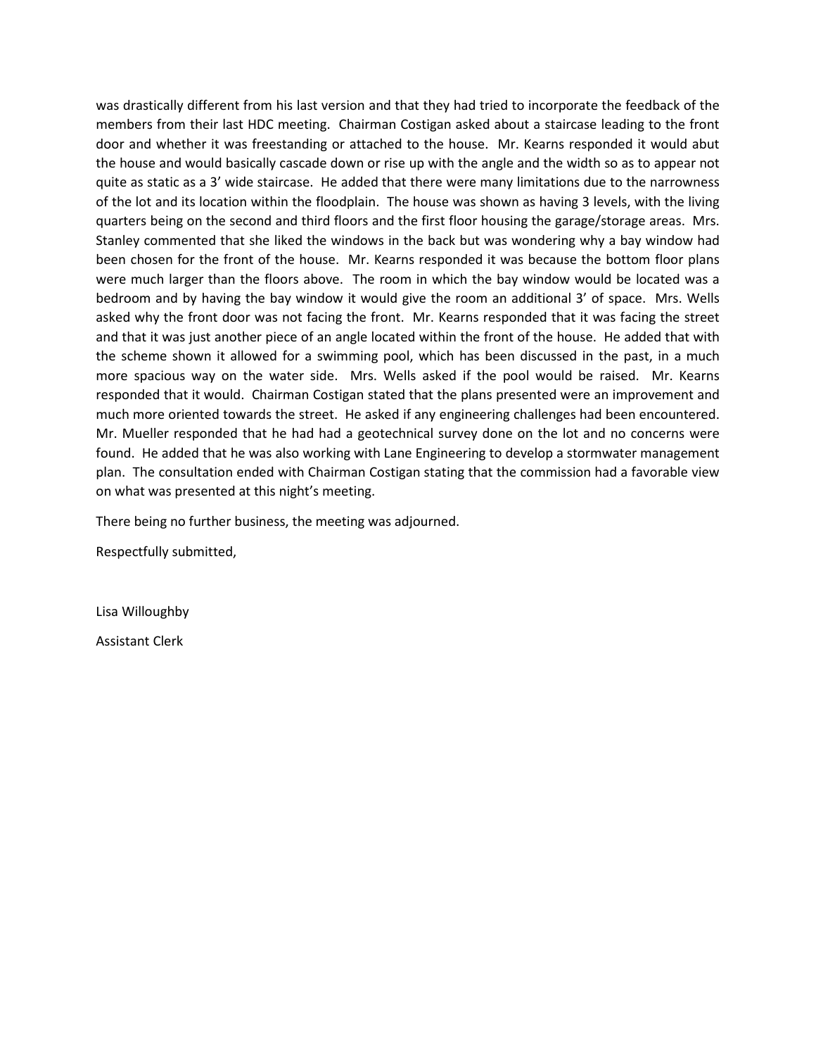was drastically different from his last version and that they had tried to incorporate the feedback of the members from their last HDC meeting. Chairman Costigan asked about a staircase leading to the front door and whether it was freestanding or attached to the house. Mr. Kearns responded it would abut the house and would basically cascade down or rise up with the angle and the width so as to appear not quite as static as a 3' wide staircase. He added that there were many limitations due to the narrowness of the lot and its location within the floodplain. The house was shown as having 3 levels, with the living quarters being on the second and third floors and the first floor housing the garage/storage areas. Mrs. Stanley commented that she liked the windows in the back but was wondering why a bay window had been chosen for the front of the house. Mr. Kearns responded it was because the bottom floor plans were much larger than the floors above. The room in which the bay window would be located was a bedroom and by having the bay window it would give the room an additional 3' of space. Mrs. Wells asked why the front door was not facing the front. Mr. Kearns responded that it was facing the street and that it was just another piece of an angle located within the front of the house. He added that with the scheme shown it allowed for a swimming pool, which has been discussed in the past, in a much more spacious way on the water side. Mrs. Wells asked if the pool would be raised. Mr. Kearns responded that it would. Chairman Costigan stated that the plans presented were an improvement and much more oriented towards the street. He asked if any engineering challenges had been encountered. Mr. Mueller responded that he had had a geotechnical survey done on the lot and no concerns were found. He added that he was also working with Lane Engineering to develop a stormwater management plan. The consultation ended with Chairman Costigan stating that the commission had a favorable view on what was presented at this night's meeting.

There being no further business, the meeting was adjourned.

Respectfully submitted,

Lisa Willoughby

Assistant Clerk